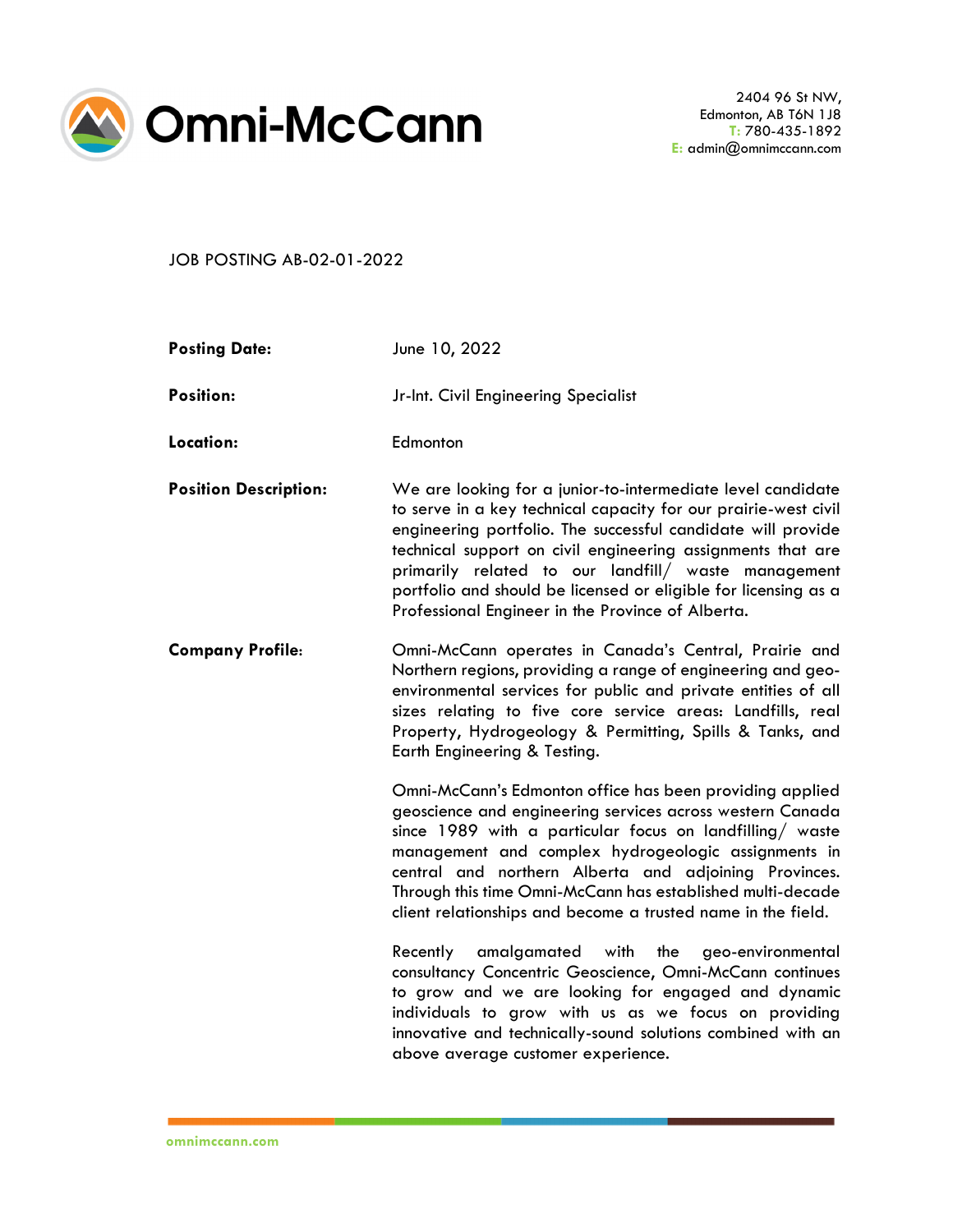# Omni-McCann

2404 96 St NW,
Edmonton, AB T6N 1J8
T: 780-435-1892
E: admin@omnimccann.com

JOB POSTING AB-02-01-2022

**Posting Date:** June 10, 2022

**Position:** Jr-Int. Civil Engineering Specialist

**Location:** Edmonton

**Position Description:** We are looking for a junior-to-intermediate level candidate to serve in a key technical capacity for our prairie-west civil engineering portfolio. The successful candidate will provide technical support on civil engineering assignments that are primarily related to our landfill/ waste management portfolio and should be licensed or eligible for licensing as a Professional Engineer in the Province of Alberta.

**Company Profile:** Omni-McCann operates in Canada's Central, Prairie and Northern regions, providing a range of engineering and geo-environmental services for public and private entities of all sizes relating to five core service areas: Landfills, real Property, Hydrogeology & Permitting, Spills & Tanks, and Earth Engineering & Testing.

Omni-McCann's Edmonton office has been providing applied geoscience and engineering services across western Canada since 1989 with a particular focus on landfilling/ waste management and complex hydrogeologic assignments in central and northern Alberta and adjoining Provinces. Through this time Omni-McCann has established multi-decade client relationships and become a trusted name in the field.

Recently amalgamated with the geo-environmental consultancy Concentric Geoscience, Omni-McCann continues to grow and we are looking for engaged and dynamic individuals to grow with us as we focus on providing innovative and technically-sound solutions combined with an above average customer experience.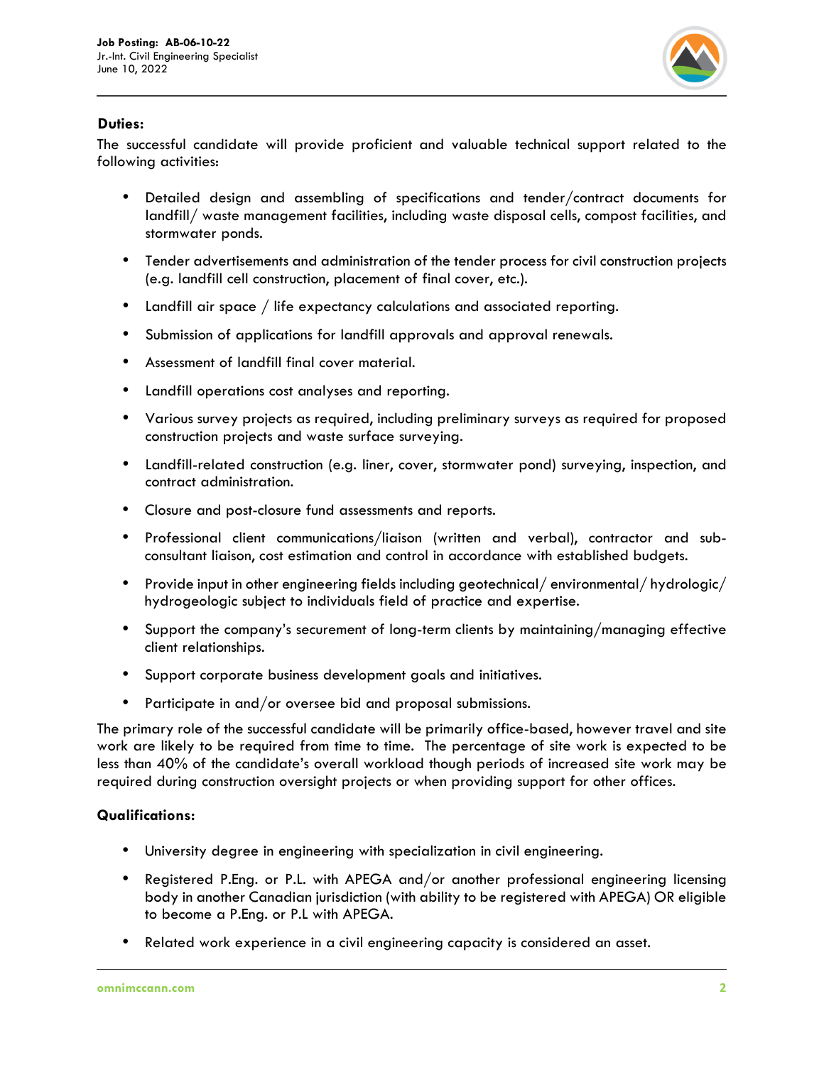**Duties:**

The successful candidate will provide proficient and valuable technical support related to the following activities:

- Detailed design and assembling of specifications and tender/contract documents for landfill/ waste management facilities, including waste disposal cells, compost facilities, and stormwater ponds.
- Tender advertisements and administration of the tender process for civil construction projects (e.g. landfill cell construction, placement of final cover, etc.).
- Landfill air space / life expectancy calculations and associated reporting.
- Submission of applications for landfill approvals and approval renewals.
- Assessment of landfill final cover material.
- Landfill operations cost analyses and reporting.
- Various survey projects as required, including preliminary surveys as required for proposed construction projects and waste surface surveying.
- Landfill-related construction (e.g. liner, cover, stormwater pond) surveying, inspection, and contract administration.
- Closure and post-closure fund assessments and reports.
- Professional client communications/liaison (written and verbal), contractor and sub-consultant liaison, cost estimation and control in accordance with established budgets.
- Provide input in other engineering fields including geotechnical/ environmental/ hydrologic/ hydrogeologic subject to individuals field of practice and expertise.
- Support the company's securement of long-term clients by maintaining/managing effective client relationships.
- Support corporate business development goals and initiatives.
- Participate in and/or oversee bid and proposal submissions.

The primary role of the successful candidate will be primarily office-based, however travel and site work are likely to be required from time to time. The percentage of site work is expected to be less than 40% of the candidate's overall workload though periods of increased site work may be required during construction oversight projects or when providing support for other offices.

**Qualifications:**

- University degree in engineering with specialization in civil engineering.
- Registered P.Eng. or P.L. with APEGA and/or another professional engineering licensing body in another Canadian jurisdiction (with ability to be registered with APEGA) OR eligible to become a P.Eng. or P.L with APEGA.
- Related work experience in a civil engineering capacity is considered an asset.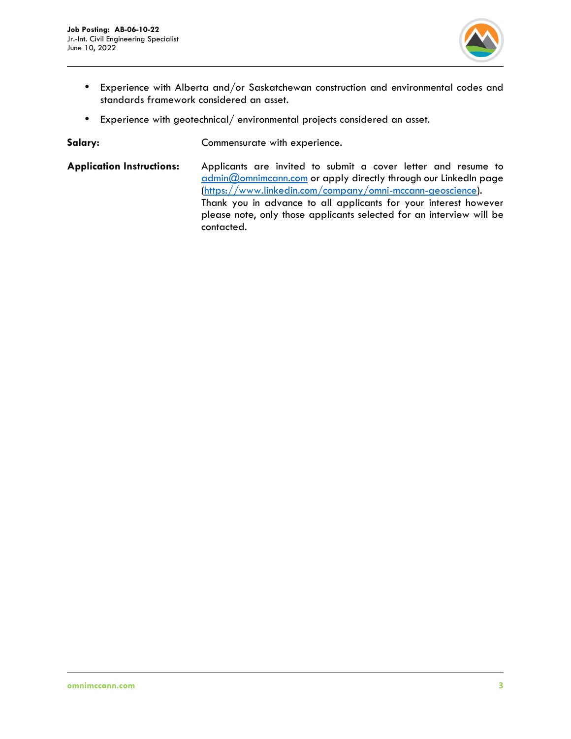- Experience with Alberta and/or Saskatchewan construction and environmental codes and standards framework considered an asset.
- Experience with geotechnical/ environmental projects considered an asset.

**Salary:** Commensurate with experience.

**Application Instructions:** Applicants are invited to submit a cover letter and resume to admin@omnimcann.com or apply directly through our LinkedIn page (https://www.linkedin.com/company/omni-mccann-geoscience).
Thank you in advance to all applicants for your interest however please note, only those applicants selected for an interview will be contacted.